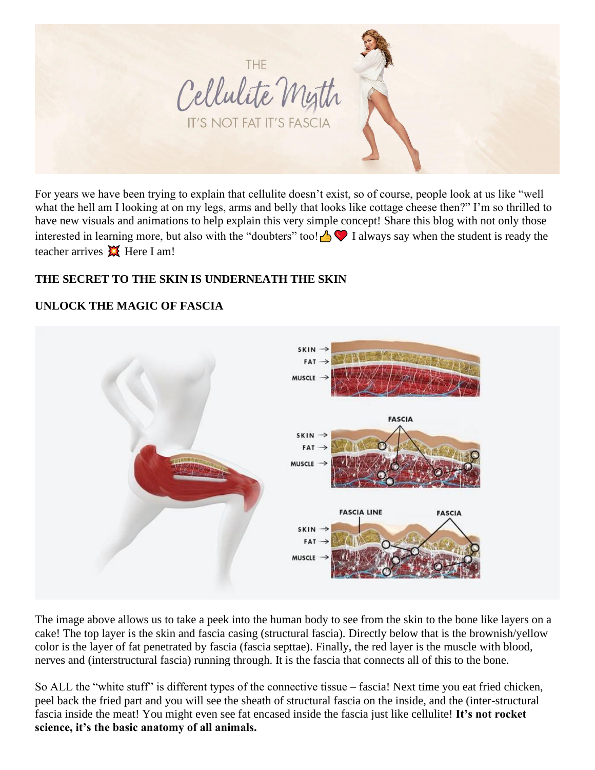For years we have been trying to explain that cellulite doesn't exist, so of course, people look at us like "well what the hell am I looking at on my legs, arms and belly that looks like cottage cheese then?" I'm so thrilled to have new visuals and animations to help explain this very simple concept! Share this blog with not only those interested in learning more, but also with the "doubters" too!👍❤️ I always say when the student is ready the teacher arrives 💥 Here I am!

**THE SECRET TO THE SKIN IS UNDERNEATH THE SKIN**

**UNLOCK THE MAGIC OF FASCIA**

The image above allows us to take a peek into the human body to see from the skin to the bone like layers on a cake! The top layer is the skin and fascia casing (structural fascia). Directly below that is the brownish/yellow color is the layer of fat penetrated by fascia (fascia septtae). Finally, the red layer is the muscle with blood, nerves and (interstructural fascia) running through. It is the fascia that connects all of this to the bone.

So ALL the "white stuff" is different types of the connective tissue – fascia! Next time you eat fried chicken, peel back the fried part and you will see the sheath of structural fascia on the inside, and the (inter-structural fascia inside the meat! You might even see fat encased inside the fascia just like cellulite! **It's not rocket science, it's the basic anatomy of all animals.**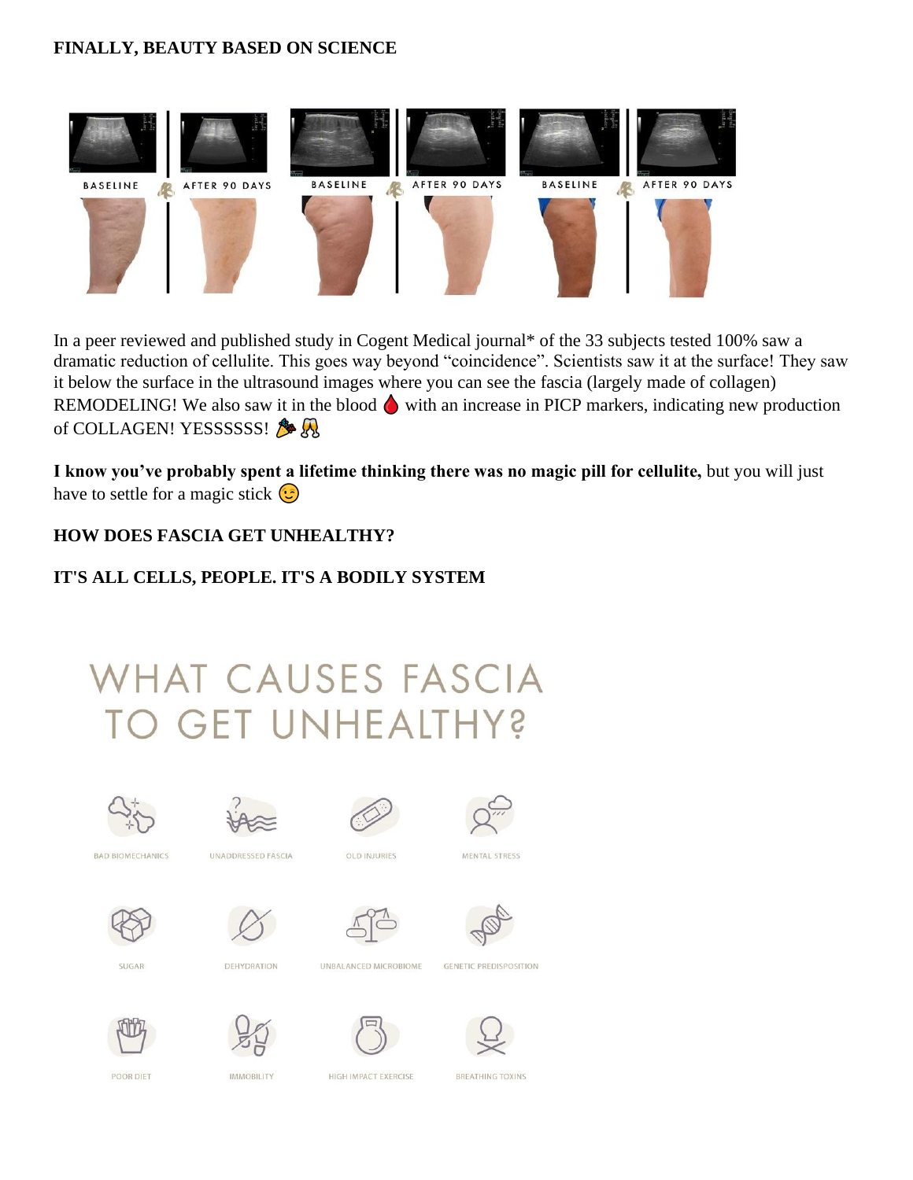**FINALLY, BEAUTY BASED ON SCIENCE**

BASELINE | AFTER 90 DAYS | BASELINE | AFTER 90 DAYS | BASELINE | AFTER 90 DAYS

In a peer reviewed and published study in Cogent Medical journal* of the 33 subjects tested 100% saw a dramatic reduction of cellulite. This goes way beyond "coincidence". Scientists saw it at the surface! They saw it below the surface in the ultrasound images where you can see the fascia (largely made of collagen) REMODELING! We also saw it in the blood 🩸 with an increase in PICP markers, indicating new production of COLLAGEN! YESSSSSS! 🎉🥂

**I know you've probably spent a lifetime thinking there was no magic pill for cellulite,** but you will just have to settle for a magic stick 😉

**HOW DOES FASCIA GET UNHEALTHY?**

**IT'S ALL CELLS, PEOPLE. IT'S A BODILY SYSTEM**

# WHAT CAUSES FASCIA TO GET UNHEALTHY?

BAD BIOMECHANICS | UNADDRESSED FASCIA | OLD INJURIES | MENTAL STRESS

SUGAR | DEHYDRATION | UNBALANCED MICROBIOME | GENETIC PREDISPOSITION

POOR DIET | IMMOBILITY | HIGH IMPACT EXERCISE | BREATHING TOXINS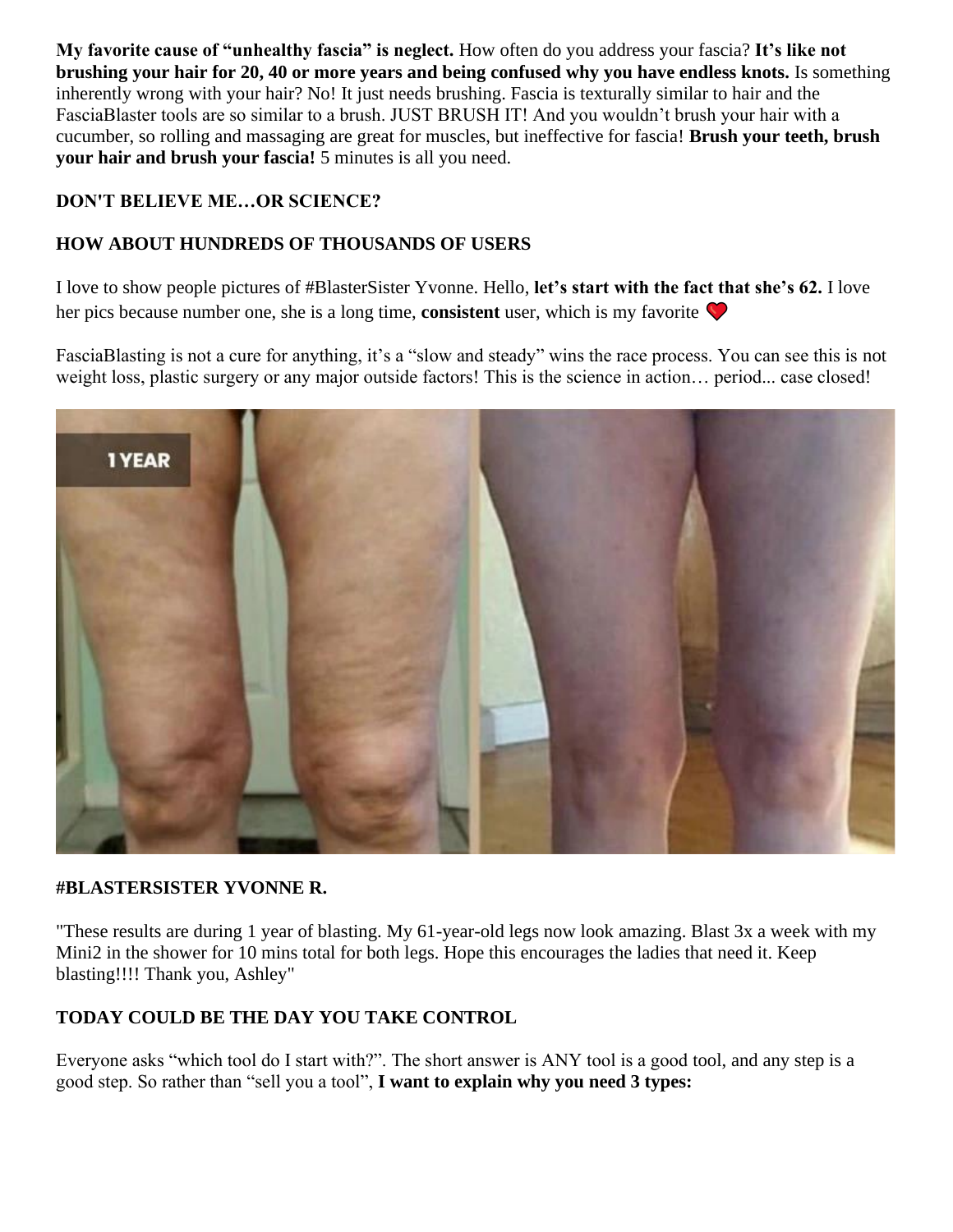**My favorite cause of "unhealthy fascia" is neglect.** How often do you address your fascia? **It's like not brushing your hair for 20, 40 or more years and being confused why you have endless knots.** Is something inherently wrong with your hair? No! It just needs brushing. Fascia is texturally similar to hair and the FasciaBlaster tools are so similar to a brush. JUST BRUSH IT! And you wouldn't brush your hair with a cucumber, so rolling and massaging are great for muscles, but ineffective for fascia! **Brush your teeth, brush your hair and brush your fascia!** 5 minutes is all you need.

**DON'T BELIEVE ME…OR SCIENCE?**

**HOW ABOUT HUNDREDS OF THOUSANDS OF USERS**

I love to show people pictures of #BlasterSister Yvonne. Hello, **let's start with the fact that she's 62.** I love her pics because number one, she is a long time, **consistent** user, which is my favorite ❤️

FasciaBlasting is not a cure for anything, it's a "slow and steady" wins the race process. You can see this is not weight loss, plastic surgery or any major outside factors! This is the science in action… period... case closed!

**#BLASTERSISTER YVONNE R.**

"These results are during 1 year of blasting. My 61-year-old legs now look amazing. Blast 3x a week with my Mini2 in the shower for 10 mins total for both legs. Hope this encourages the ladies that need it. Keep blasting!!!! Thank you, Ashley"

**TODAY COULD BE THE DAY YOU TAKE CONTROL**

Everyone asks "which tool do I start with?". The short answer is ANY tool is a good tool, and any step is a good step. So rather than "sell you a tool", **I want to explain why you need 3 types:**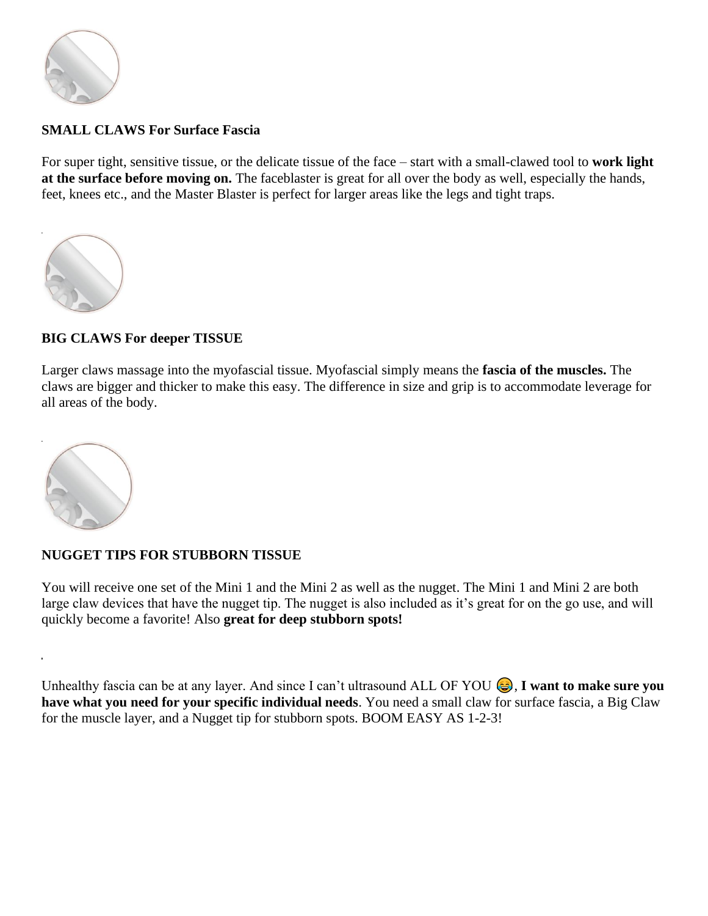**SMALL CLAWS For Surface Fascia**

For super tight, sensitive tissue, or the delicate tissue of the face – start with a small-clawed tool to **work light at the surface before moving on.** The faceblaster is great for all over the body as well, especially the hands, feet, knees etc., and the Master Blaster is perfect for larger areas like the legs and tight traps.

**BIG CLAWS For deeper TISSUE**

Larger claws massage into the myofascial tissue. Myofascial simply means the **fascia of the muscles.** The claws are bigger and thicker to make this easy. The difference in size and grip is to accommodate leverage for all areas of the body.

**NUGGET TIPS FOR STUBBORN TISSUE**

You will receive one set of the Mini 1 and the Mini 2 as well as the nugget. The Mini 1 and Mini 2 are both large claw devices that have the nugget tip. The nugget is also included as it's great for on the go use, and will quickly become a favorite! Also **great for deep stubborn spots!**

Unhealthy fascia can be at any layer. And since I can't ultrasound ALL OF YOU 😂, **I want to make sure you have what you need for your specific individual needs**. You need a small claw for surface fascia, a Big Claw for the muscle layer, and a Nugget tip for stubborn spots. BOOM EASY AS 1-2-3!